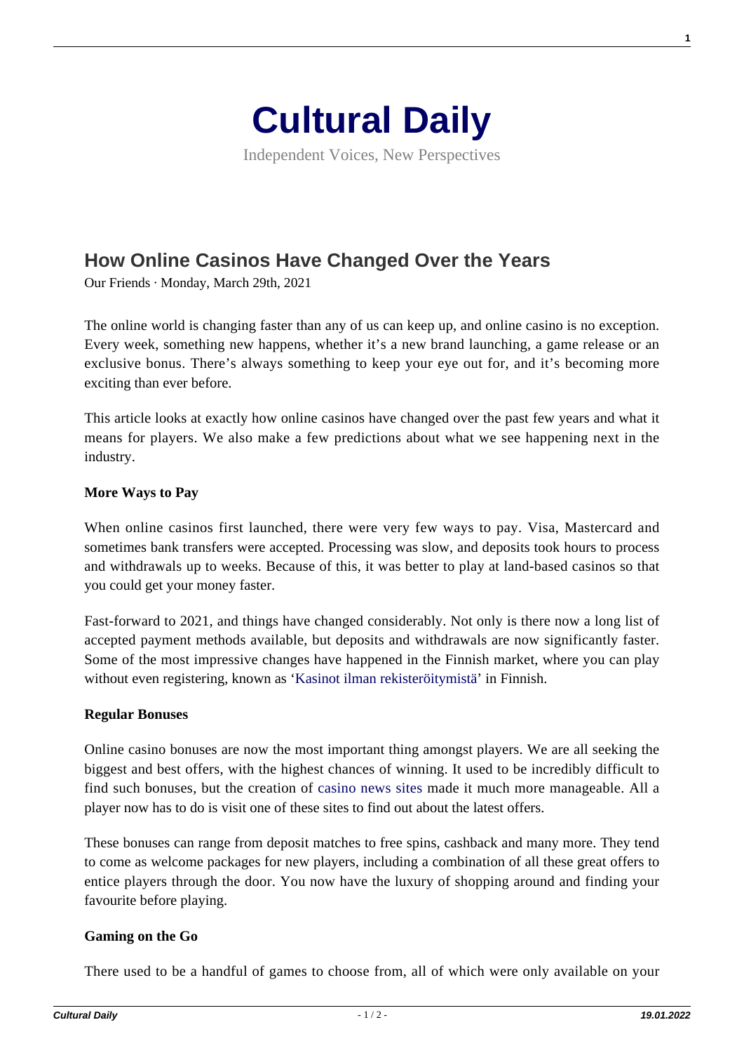# Cultural Daily

Independent Voices, New Perspectives

## How Online Casinos Have Changed Over the Years

Our Friends · Monday, March 29th, 2021

The online world is changing faster than any of us can keep up, and online casino is no exception. Every week, something new happens, whether it's a new brand launching, a game release or an exclusive bonus. There's always something to keep your eye out for, and it's becoming more exciting than ever before.

This article looks at exactly how online casinos have changed over the past few years and what it means for players. We also make a few predictions about what we see happening next in the industry.

**More Ways to Pay**

When online casinos first launched, there were very few ways to pay. Visa, Mastercard and sometimes bank transfers were accepted. Processing was slow, and deposits took hours to process and withdrawals up to weeks. Because of this, it was better to play at land-based casinos so that you could get your money faster.

Fast-forward to 2021, and things have changed considerably. Not only is there now a long list of accepted payment methods available, but deposits and withdrawals are now significantly faster. Some of the most impressive changes have happened in the Finnish market, where you can play without even registering, known as 'Kasinot ilman rekisteröitymistä' in Finnish.

**Regular Bonuses**

Online casino bonuses are now the most important thing amongst players. We are all seeking the biggest and best offers, with the highest chances of winning. It used to be incredibly difficult to find such bonuses, but the creation of casino news sites made it much more manageable. All a player now has to do is visit one of these sites to find out about the latest offers.

These bonuses can range from deposit matches to free spins, cashback and many more. They tend to come as welcome packages for new players, including a combination of all these great offers to entice players through the door. You now have the luxury of shopping around and finding your favourite before playing.

**Gaming on the Go**

There used to be a handful of games to choose from, all of which were only available on your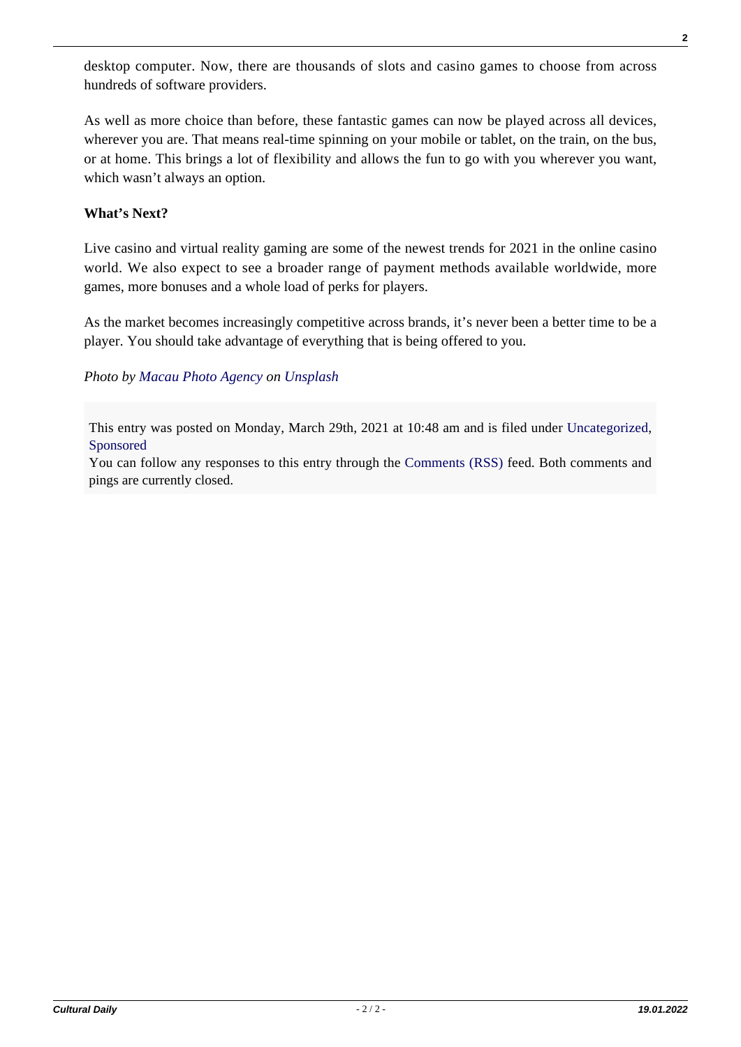desktop computer. Now, there are thousands of slots and casino games to choose from across hundreds of software providers.

As well as more choice than before, these fantastic games can now be played across all devices, wherever you are. That means real-time spinning on your mobile or tablet, on the train, on the bus, or at home. This brings a lot of flexibility and allows the fun to go with you wherever you want, which wasn't always an option.

**What's Next?**

Live casino and virtual reality gaming are some of the newest trends for 2021 in the online casino world. We also expect to see a broader range of payment methods available worldwide, more games, more bonuses and a whole load of perks for players.

As the market becomes increasingly competitive across brands, it's never been a better time to be a player. You should take advantage of everything that is being offered to you.

*Photo by Macau Photo Agency on Unsplash*

This entry was posted on Monday, March 29th, 2021 at 10:48 am and is filed under Uncategorized, Sponsored
You can follow any responses to this entry through the Comments (RSS) feed. Both comments and pings are currently closed.